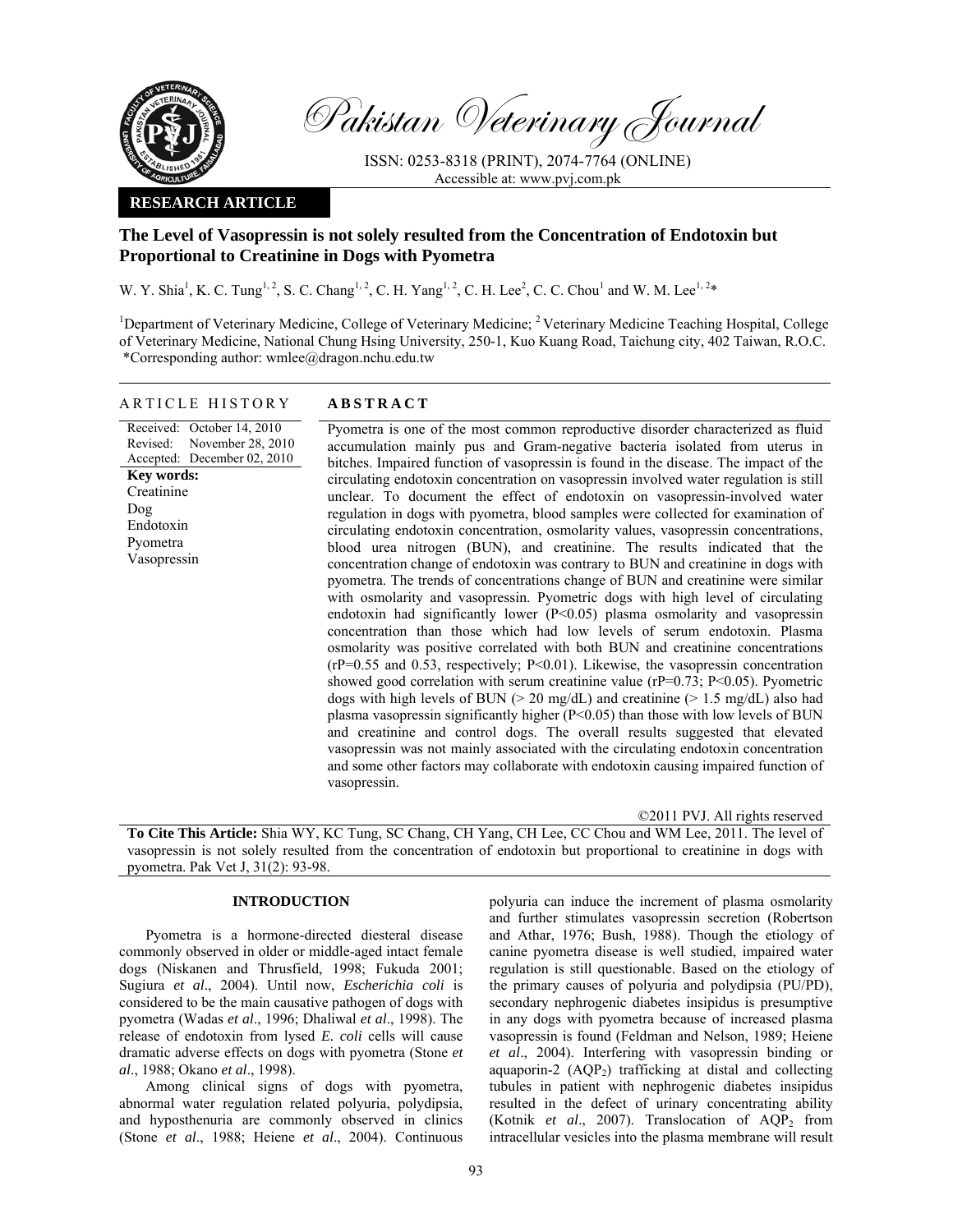Pakistan Veterinary Journal

ISSN: 0253-8318 (PRINT), 2074-7764 (ONLINE)
Accessible at: www.pvj.com.pk

**RESEARCH ARTICLE**

# The Level of Vasopressin is not solely resulted from the Concentration of Endotoxin but Proportional to Creatinine in Dogs with Pyometra

W. Y. Shia[1], K. C. Tung[1, 2], S. C. Chang[1, 2], C. H. Yang[1, 2], C. H. Lee[2], C. C. Chou[1] and W. M. Lee[1, 2]*

[1]Department of Veterinary Medicine, College of Veterinary Medicine; [2] Veterinary Medicine Teaching Hospital, College of Veterinary Medicine, National Chung Hsing University, 250-1, Kuo Kuang Road, Taichung city, 402 Taiwan, R.O.C.
*Corresponding author: wmlee@dragon.nchu.edu.tw

## ARTICLE HISTORY

Received: October 14, 2010
Revised: November 28, 2010
Accepted: December 02, 2010

**Key words:**
Creatinine
Dog
Endotoxin
Pyometra
Vasopressin

## ABSTRACT

Pyometra is one of the most common reproductive disorder characterized as fluid accumulation mainly pus and Gram-negative bacteria isolated from uterus in bitches. Impaired function of vasopressin is found in the disease. The impact of the circulating endotoxin concentration on vasopressin involved water regulation is still unclear. To document the effect of endotoxin on vasopressin-involved water regulation in dogs with pyometra, blood samples were collected for examination of circulating endotoxin concentration, osmolarity values, vasopressin concentrations, blood urea nitrogen (BUN), and creatinine. The results indicated that the concentration change of endotoxin was contrary to BUN and creatinine in dogs with pyometra. The trends of concentrations change of BUN and creatinine were similar with osmolarity and vasopressin. Pyometric dogs with high level of circulating endotoxin had significantly lower ($P<0.05$) plasma osmolarity and vasopressin concentration than those which had low levels of serum endotoxin. Plasma osmolarity was positive correlated with both BUN and creatinine concentrations ($rP=0.55$ and $0.53$, respectively; $P<0.01$). Likewise, the vasopressin concentration showed good correlation with serum creatinine value ($rP=0.73$; $P<0.05$). Pyometric dogs with high levels of BUN (> 20 mg/dL) and creatinine (> 1.5 mg/dL) also had plasma vasopressin significantly higher ($P<0.05$) than those with low levels of BUN and creatinine and control dogs. The overall results suggested that elevated vasopressin was not mainly associated with the circulating endotoxin concentration and some other factors may collaborate with endotoxin causing impaired function of vasopressin.

©2011 PVJ. All rights reserved

**To Cite This Article:** Shia WY, KC Tung, SC Chang, CH Yang, CH Lee, CC Chou and WM Lee, 2011. The level of vasopressin is not solely resulted from the concentration of endotoxin but proportional to creatinine in dogs with pyometra. Pak Vet J, 31(2): 93-98.

## INTRODUCTION

Pyometra is a hormone-directed diesteral disease commonly observed in older or middle-aged intact female dogs (Niskanen and Thrusfield, 1998; Fukuda 2001; Sugiura *et al*., 2004). Until now, *Escherichia coli* is considered to be the main causative pathogen of dogs with pyometra (Wadas *et al*., 1996; Dhaliwal *et al*., 1998). The release of endotoxin from lysed *E. coli* cells will cause dramatic adverse effects on dogs with pyometra (Stone *et al*., 1988; Okano *et al*., 1998).

Among clinical signs of dogs with pyometra, abnormal water regulation related polyuria, polydipsia, and hyposthenuria are commonly observed in clinics (Stone *et al*., 1988; Heiene *et al*., 2004). Continuous polyuria can induce the increment of plasma osmolarity and further stimulates vasopressin secretion (Robertson and Athar, 1976; Bush, 1988). Though the etiology of canine pyometra disease is well studied, impaired water regulation is still questionable. Based on the etiology of the primary causes of polyuria and polydipsia (PU/PD), secondary nephrogenic diabetes insipidus is presumptive in any dogs with pyometra because of increased plasma vasopressin is found (Feldman and Nelson, 1989; Heiene *et al*., 2004). Interfering with vasopressin binding or aquaporin-2 ($AQP_2$) trafficking at distal and collecting tubules in patient with nephrogenic diabetes insipidus resulted in the defect of urinary concentrating ability (Kotnik *et al*., 2007). Translocation of $AQP_2$ from intracellular vesicles into the plasma membrane will result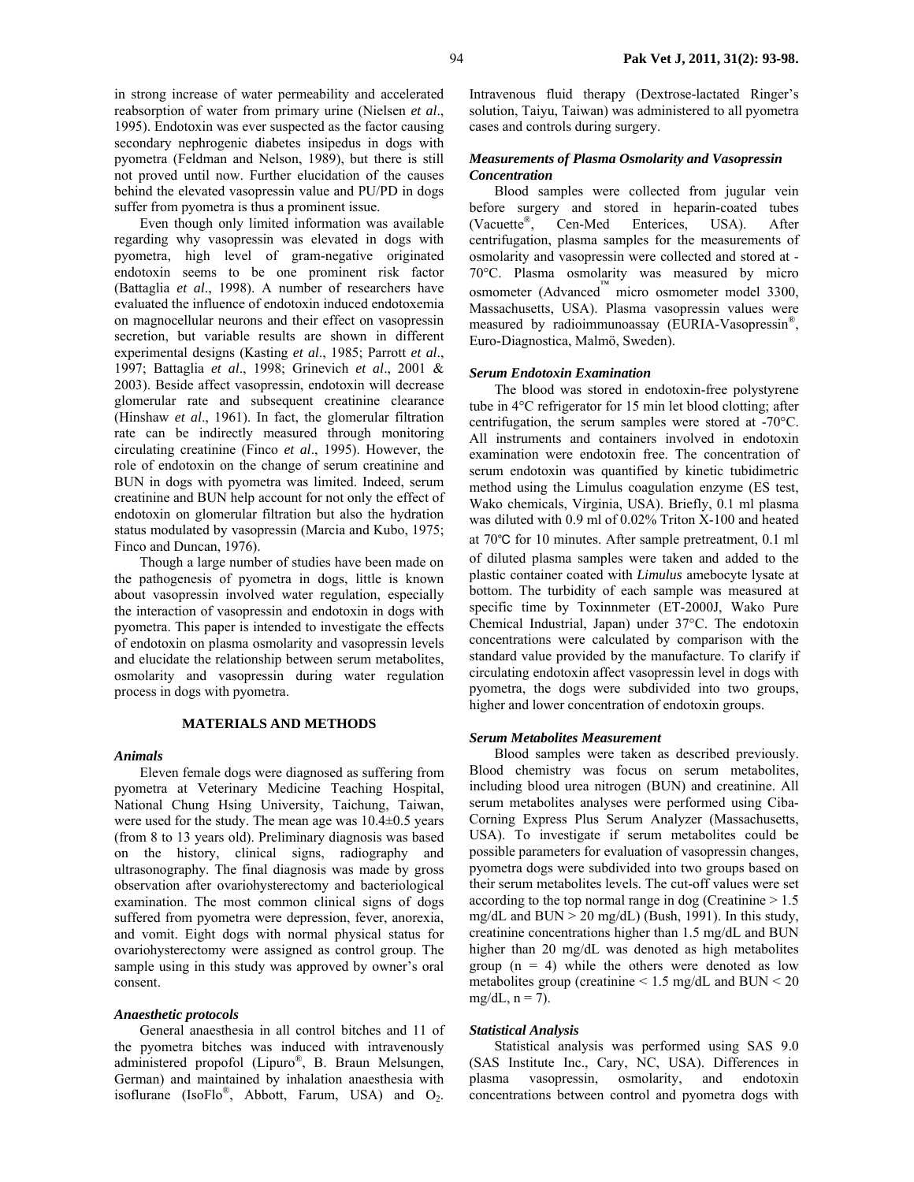in strong increase of water permeability and accelerated reabsorption of water from primary urine (Nielsen *et al*., 1995). Endotoxin was ever suspected as the factor causing secondary nephrogenic diabetes insipedus in dogs with pyometra (Feldman and Nelson, 1989), but there is still not proved until now. Further elucidation of the causes behind the elevated vasopressin value and PU/PD in dogs suffer from pyometra is thus a prominent issue.

Even though only limited information was available regarding why vasopressin was elevated in dogs with pyometra, high level of gram-negative originated endotoxin seems to be one prominent risk factor (Battaglia *et al*., 1998). A number of researchers have evaluated the influence of endotoxin induced endotoxemia on magnocellular neurons and their effect on vasopressin secretion, but variable results are shown in different experimental designs (Kasting *et al*., 1985; Parrott *et al*., 1997; Battaglia *et al*., 1998; Grinevich *et al*., 2001 & 2003). Beside affect vasopressin, endotoxin will decrease glomerular rate and subsequent creatinine clearance (Hinshaw *et al*., 1961). In fact, the glomerular filtration rate can be indirectly measured through monitoring circulating creatinine (Finco *et al*., 1995). However, the role of endotoxin on the change of serum creatinine and BUN in dogs with pyometra was limited. Indeed, serum creatinine and BUN help account for not only the effect of endotoxin on glomerular filtration but also the hydration status modulated by vasopressin (Marcia and Kubo, 1975; Finco and Duncan, 1976).

Though a large number of studies have been made on the pathogenesis of pyometra in dogs, little is known about vasopressin involved water regulation, especially the interaction of vasopressin and endotoxin in dogs with pyometra. This paper is intended to investigate the effects of endotoxin on plasma osmolarity and vasopressin levels and elucidate the relationship between serum metabolites, osmolarity and vasopressin during water regulation process in dogs with pyometra.

## MATERIALS AND METHODS

### *Animals*

Eleven female dogs were diagnosed as suffering from pyometra at Veterinary Medicine Teaching Hospital, National Chung Hsing University, Taichung, Taiwan, were used for the study. The mean age was 10.4±0.5 years (from 8 to 13 years old). Preliminary diagnosis was based on the history, clinical signs, radiography and ultrasonography. The final diagnosis was made by gross observation after ovariohysterectomy and bacteriological examination. The most common clinical signs of dogs suffered from pyometra were depression, fever, anorexia, and vomit. Eight dogs with normal physical status for ovariohysterectomy were assigned as control group. The sample using in this study was approved by owner's oral consent.

### *Anaesthetic protocols*

General anaesthesia in all control bitches and 11 of the pyometra bitches was induced with intravenously administered propofol (Lipuro®, B. Braun Melsungen, German) and maintained by inhalation anaesthesia with isoflurane (IsoFlo®, Abbott, Farum, USA) and $O_2$. Intravenous fluid therapy (Dextrose-lactated Ringer's solution, Taiyu, Taiwan) was administered to all pyometra cases and controls during surgery.

### *Measurements of Plasma Osmolarity and Vasopressin Concentration*

Blood samples were collected from jugular vein before surgery and stored in heparin-coated tubes (Vacuette®, Cen-Med Enterices, USA). After centrifugation, plasma samples for the measurements of osmolarity and vasopressin were collected and stored at -70°C. Plasma osmolarity was measured by micro osmometer (Advanced™ micro osmometer model 3300, Massachusetts, USA). Plasma vasopressin values were measured by radioimmunoassay (EURIA-Vasopressin®, Euro-Diagnostica, Malmö, Sweden).

### *Serum Endotoxin Examination*

The blood was stored in endotoxin-free polystyrene tube in 4°C refrigerator for 15 min let blood clotting; after centrifugation, the serum samples were stored at -70°C. All instruments and containers involved in endotoxin examination were endotoxin free. The concentration of serum endotoxin was quantified by kinetic tubidimetric method using the Limulus coagulation enzyme (ES test, Wako chemicals, Virginia, USA). Briefly, 0.1 ml plasma was diluted with 0.9 ml of 0.02% Triton X-100 and heated at 70℃ for 10 minutes. After sample pretreatment, 0.1 ml of diluted plasma samples were taken and added to the plastic container coated with *Limulus* amebocyte lysate at bottom. The turbidity of each sample was measured at specific time by Toxinnmeter (ET-2000J, Wako Pure Chemical Industrial, Japan) under 37°C. The endotoxin concentrations were calculated by comparison with the standard value provided by the manufacture. To clarify if circulating endotoxin affect vasopressin level in dogs with pyometra, the dogs were subdivided into two groups, higher and lower concentration of endotoxin groups.

### *Serum Metabolites Measurement*

Blood samples were taken as described previously. Blood chemistry was focus on serum metabolites, including blood urea nitrogen (BUN) and creatinine. All serum metabolites analyses were performed using Ciba-Corning Express Plus Serum Analyzer (Massachusetts, USA). To investigate if serum metabolites could be possible parameters for evaluation of vasopressin changes, pyometra dogs were subdivided into two groups based on their serum metabolites levels. The cut-off values were set according to the top normal range in dog (Creatinine > 1.5 mg/dL and BUN > 20 mg/dL) (Bush, 1991). In this study, creatinine concentrations higher than 1.5 mg/dL and BUN higher than 20 mg/dL was denoted as high metabolites group ($n = 4$) while the others were denoted as low metabolites group (creatinine < 1.5 mg/dL and BUN < 20 mg/dL, $n = 7$).

### *Statistical Analysis*

Statistical analysis was performed using SAS 9.0 (SAS Institute Inc., Cary, NC, USA). Differences in plasma vasopressin, osmolarity, and endotoxin concentrations between control and pyometra dogs with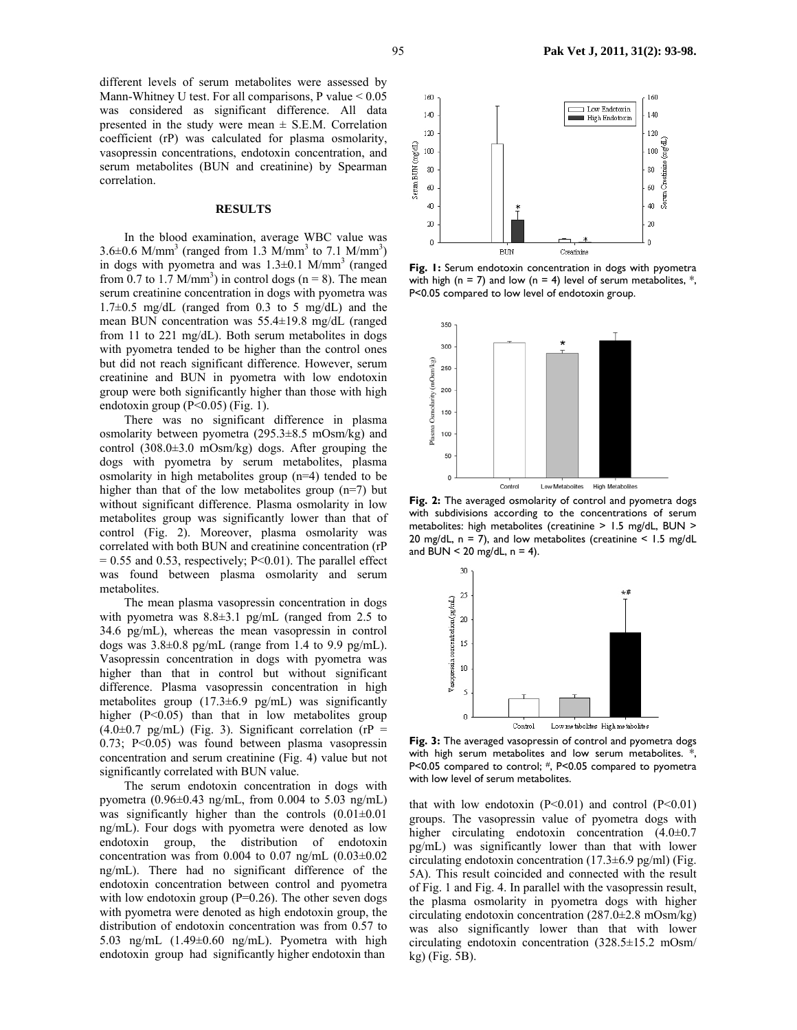different levels of serum metabolites were assessed by Mann-Whitney U test. For all comparisons, P value < 0.05 was considered as significant difference. All data presented in the study were mean ± S.E.M. Correlation coefficient (rP) was calculated for plasma osmolarity, vasopressin concentrations, endotoxin concentration, and serum metabolites (BUN and creatinine) by Spearman correlation.

## RESULTS

In the blood examination, average WBC value was 3.6±0.6 M/mm$^3$ (ranged from 1.3 M/mm$^3$ to 7.1 M/mm$^3$) in dogs with pyometra and was 1.3±0.1 M/mm$^3$ (ranged from 0.7 to 1.7 M/mm$^3$) in control dogs (n = 8). The mean serum creatinine concentration in dogs with pyometra was 1.7±0.5 mg/dL (ranged from 0.3 to 5 mg/dL) and the mean BUN concentration was 55.4±19.8 mg/dL (ranged from 11 to 221 mg/dL). Both serum metabolites in dogs with pyometra tended to be higher than the control ones but did not reach significant difference. However, serum creatinine and BUN in pyometra with low endotoxin group were both significantly higher than those with high endotoxin group (P<0.05) (Fig. 1).

There was no significant difference in plasma osmolarity between pyometra (295.3±8.5 mOsm/kg) and control (308.0±3.0 mOsm/kg) dogs. After grouping the dogs with pyometra by serum metabolites, plasma osmolarity in high metabolites group (n=4) tended to be higher than that of the low metabolites group (n=7) but without significant difference. Plasma osmolarity in low metabolites group was significantly lower than that of control (Fig. 2). Moreover, plasma osmolarity was correlated with both BUN and creatinine concentration (rP = 0.55 and 0.53, respectively; P<0.01). The parallel effect was found between plasma osmolarity and serum metabolites.

The mean plasma vasopressin concentration in dogs with pyometra was 8.8±3.1 pg/mL (ranged from 2.5 to 34.6 pg/mL), whereas the mean vasopressin in control dogs was 3.8±0.8 pg/mL (range from 1.4 to 9.9 pg/mL). Vasopressin concentration in dogs with pyometra was higher than that in control but without significant difference. Plasma vasopressin concentration in high metabolites group (17.3±6.9 pg/mL) was significantly higher (P<0.05) than that in low metabolites group (4.0±0.7 pg/mL) (Fig. 3). Significant correlation (rP = 0.73; P<0.05) was found between plasma vasopressin concentration and serum creatinine (Fig. 4) value but not significantly correlated with BUN value.

The serum endotoxin concentration in dogs with pyometra (0.96±0.43 ng/mL, from 0.004 to 5.03 ng/mL) was significantly higher than the controls (0.01±0.01 ng/mL). Four dogs with pyometra were denoted as low endotoxin group, the distribution of endotoxin concentration was from 0.004 to 0.07 ng/mL (0.03±0.02 ng/mL). There had no significant difference of the endotoxin concentration between control and pyometra with low endotoxin group (P=0.26). The other seven dogs with pyometra were denoted as high endotoxin group, the distribution of endotoxin concentration was from 0.57 to 5.03 ng/mL (1.49±0.60 ng/mL). Pyometra with high endotoxin group had significantly higher endotoxin than that with low endotoxin (P<0.01) and control (P<0.01) groups. The vasopressin value of pyometra dogs with higher circulating endotoxin concentration (4.0±0.7 pg/mL) was significantly lower than that with lower circulating endotoxin concentration (17.3±6.9 pg/ml) (Fig. 5A). This result coincided and connected with the result of Fig. 1 and Fig. 4. In parallel with the vasopressin result, the plasma osmolarity in pyometra dogs with higher circulating endotoxin concentration (287.0±2.8 mOsm/kg) was also significantly lower than that with lower circulating endotoxin concentration (328.5±15.2 mOsm/kg) (Fig. 5B).

**Fig. 1:** Serum endotoxin concentration in dogs with pyometra with high (n = 7) and low (n = 4) level of serum metabolites, *, P<0.05 compared to low level of endotoxin group.

**Fig. 2:** The averaged osmolarity of control and pyometra dogs with subdivisions according to the concentrations of serum metabolites: high metabolites (creatinine > 1.5 mg/dL, BUN > 20 mg/dL, n = 7), and low metabolites (creatinine < 1.5 mg/dL and BUN < 20 mg/dL, n = 4).

**Fig. 3:** The averaged vasopressin of control and pyometra dogs with high serum metabolites and low serum metabolites. *, P<0.05 compared to control; #, P<0.05 compared to pyometra with low level of serum metabolites.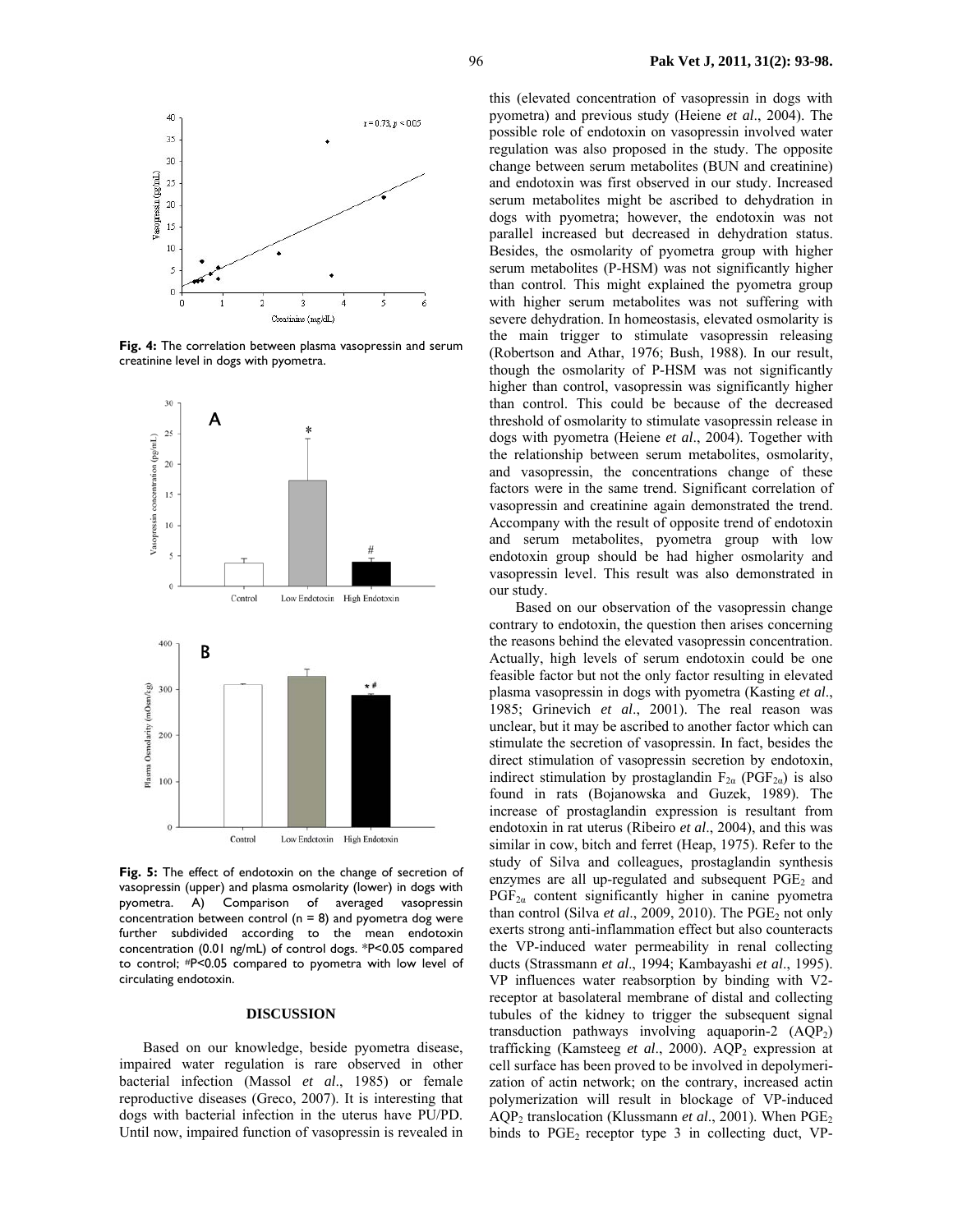Fig. 4: The correlation between plasma vasopressin and serum creatinine level in dogs with pyometra.

Fig. 5: The effect of endotoxin on the change of secretion of vasopressin (upper) and plasma osmolarity (lower) in dogs with pyometra. A) Comparison of averaged vasopressin concentration between control (n = 8) and pyometra dog were further subdivided according to the mean endotoxin concentration (0.01 ng/mL) of control dogs. *P<0.05 compared to control; #P<0.05 compared to pyometra with low level of circulating endotoxin.

## DISCUSSION

Based on our knowledge, beside pyometra disease, impaired water regulation is rare observed in other bacterial infection (Massol *et al*., 1985) or female reproductive diseases (Greco, 2007). It is interesting that dogs with bacterial infection in the uterus have PU/PD. Until now, impaired function of vasopressin is revealed in this (elevated concentration of vasopressin in dogs with pyometra) and previous study (Heiene *et al*., 2004). The possible role of endotoxin on vasopressin involved water regulation was also proposed in the study. The opposite change between serum metabolites (BUN and creatinine) and endotoxin was first observed in our study. Increased serum metabolites might be ascribed to dehydration in dogs with pyometra; however, the endotoxin was not parallel increased but decreased in dehydration status. Besides, the osmolarity of pyometra group with higher serum metabolites (P-HSM) was not significantly higher than control. This might explained the pyometra group with higher serum metabolites was not suffering with severe dehydration. In homeostasis, elevated osmolarity is the main trigger to stimulate vasopressin releasing (Robertson and Athar, 1976; Bush, 1988). In our result, though the osmolarity of P-HSM was not significantly higher than control, vasopressin was significantly higher than control. This could be because of the decreased threshold of osmolarity to stimulate vasopressin release in dogs with pyometra (Heiene *et al*., 2004). Together with the relationship between serum metabolites, osmolarity, and vasopressin, the concentrations change of these factors were in the same trend. Significant correlation of vasopressin and creatinine again demonstrated the trend. Accompany with the result of opposite trend of endotoxin and serum metabolites, pyometra group with low endotoxin group should be had higher osmolarity and vasopressin level. This result was also demonstrated in our study.

Based on our observation of the vasopressin change contrary to endotoxin, the question then arises concerning the reasons behind the elevated vasopressin concentration. Actually, high levels of serum endotoxin could be one feasible factor but not the only factor resulting in elevated plasma vasopressin in dogs with pyometra (Kasting *et al*., 1985; Grinevich *et al*., 2001). The real reason was unclear, but it may be ascribed to another factor which can stimulate the secretion of vasopressin. In fact, besides the direct stimulation of vasopressin secretion by endotoxin, indirect stimulation by prostaglandin $F_{2\alpha}$ ($PGF_{2\alpha}$) is also found in rats (Bojanowska and Guzek, 1989). The increase of prostaglandin expression is resultant from endotoxin in rat uterus (Ribeiro *et al*., 2004), and this was similar in cow, bitch and ferret (Heap, 1975). Refer to the study of Silva and colleagues, prostaglandin synthesis enzymes are all up-regulated and subsequent $PGE_2$ and $PGF_{2\alpha}$ content significantly higher in canine pyometra than control (Silva *et al*., 2009, 2010). The $PGE_2$ not only exerts strong anti-inflammation effect but also counteracts the VP-induced water permeability in renal collecting ducts (Strassmann *et al*., 1994; Kambayashi *et al*., 1995). VP influences water reabsorption by binding with V2-receptor at basolateral membrane of distal and collecting tubules of the kidney to trigger the subsequent signal transduction pathways involving aquaporin-2 ($AQP_2$) trafficking (Kamsteeg *et al*., 2000). $AQP_2$ expression at cell surface has been proved to be involved in depolymerization of actin network; on the contrary, increased actin polymerization will result in blockage of VP-induced $AQP_2$ translocation (Klussmann *et al*., 2001). When $PGE_2$ binds to $PGE_2$ receptor type 3 in collecting duct, VP-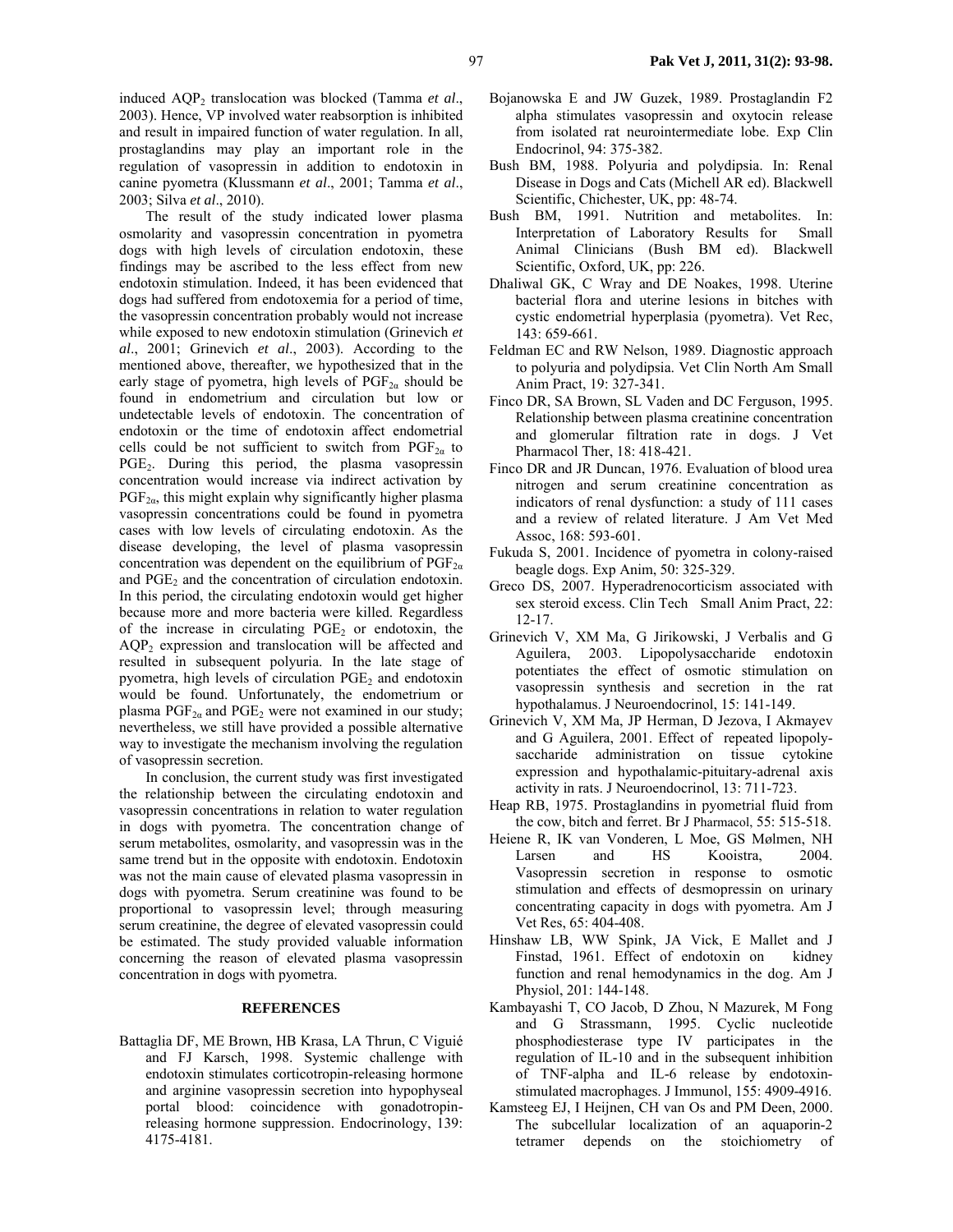induced $AQP_2$ translocation was blocked (Tamma *et al*., 2003). Hence, VP involved water reabsorption is inhibited and result in impaired function of water regulation. In all, prostaglandins may play an important role in the regulation of vasopressin in addition to endotoxin in canine pyometra (Klussmann *et al*., 2001; Tamma *et al*., 2003; Silva *et al*., 2010).

The result of the study indicated lower plasma osmolarity and vasopressin concentration in pyometra dogs with high levels of circulation endotoxin, these findings may be ascribed to the less effect from new endotoxin stimulation. Indeed, it has been evidenced that dogs had suffered from endotoxemia for a period of time, the vasopressin concentration probably would not increase while exposed to new endotoxin stimulation (Grinevich *et al*., 2001; Grinevich *et al*., 2003). According to the mentioned above, thereafter, we hypothesized that in the early stage of pyometra, high levels of $PGF_{2\alpha}$ should be found in endometrium and circulation but low or undetectable levels of endotoxin. The concentration of endotoxin or the time of endotoxin affect endometrial cells could be not sufficient to switch from $PGF_{2\alpha}$ to $PGE_2$. During this period, the plasma vasopressin concentration would increase via indirect activation by $PGF_{2\alpha}$, this might explain why significantly higher plasma vasopressin concentrations could be found in pyometra cases with low levels of circulating endotoxin. As the disease developing, the level of plasma vasopressin concentration was dependent on the equilibrium of $PGF_{2\alpha}$ and $PGE_2$ and the concentration of circulation endotoxin. In this period, the circulating endotoxin would get higher because more and more bacteria were killed. Regardless of the increase in circulating $PGE_2$ or endotoxin, the $AQP_2$ expression and translocation will be affected and resulted in subsequent polyuria. In the late stage of pyometra, high levels of circulation $PGE_2$ and endotoxin would be found. Unfortunately, the endometrium or plasma $PGF_{2\alpha}$ and $PGE_2$ were not examined in our study; nevertheless, we still have provided a possible alternative way to investigate the mechanism involving the regulation of vasopressin secretion.

In conclusion, the current study was first investigated the relationship between the circulating endotoxin and vasopressin concentrations in relation to water regulation in dogs with pyometra. The concentration change of serum metabolites, osmolarity, and vasopressin was in the same trend but in the opposite with endotoxin. Endotoxin was not the main cause of elevated plasma vasopressin in dogs with pyometra. Serum creatinine was found to be proportional to vasopressin level; through measuring serum creatinine, the degree of elevated vasopressin could be estimated. The study provided valuable information concerning the reason of elevated plasma vasopressin concentration in dogs with pyometra.

## REFERENCES

Battaglia DF, ME Brown, HB Krasa, LA Thrun, C Viguié and FJ Karsch, 1998. Systemic challenge with endotoxin stimulates corticotropin-releasing hormone and arginine vasopressin secretion into hypophyseal portal blood: coincidence with gonadotropin-releasing hormone suppression. Endocrinology, 139: 4175-4181.

Bojanowska E and JW Guzek, 1989. Prostaglandin F2 alpha stimulates vasopressin and oxytocin release from isolated rat neurointermediate lobe. Exp Clin Endocrinol, 94: 375-382.

Bush BM, 1988. Polyuria and polydipsia. In: Renal Disease in Dogs and Cats (Michell AR ed). Blackwell Scientific, Chichester, UK, pp: 48-74.

Bush BM, 1991. Nutrition and metabolites. In: Interpretation of Laboratory Results for Small Animal Clinicians (Bush BM ed). Blackwell Scientific, Oxford, UK, pp: 226.

Dhaliwal GK, C Wray and DE Noakes, 1998. Uterine bacterial flora and uterine lesions in bitches with cystic endometrial hyperplasia (pyometra). Vet Rec, 143: 659-661.

Feldman EC and RW Nelson, 1989. Diagnostic approach to polyuria and polydipsia. Vet Clin North Am Small Anim Pract, 19: 327-341.

Finco DR, SA Brown, SL Vaden and DC Ferguson, 1995. Relationship between plasma creatinine concentration and glomerular filtration rate in dogs. J Vet Pharmacol Ther, 18: 418-421.

Finco DR and JR Duncan, 1976. Evaluation of blood urea nitrogen and serum creatinine concentration as indicators of renal dysfunction: a study of 111 cases and a review of related literature. J Am Vet Med Assoc, 168: 593-601.

Fukuda S, 2001. Incidence of pyometra in colony-raised beagle dogs. Exp Anim, 50: 325-329.

Greco DS, 2007. Hyperadrenocorticism associated with sex steroid excess. Clin Tech Small Anim Pract, 22: 12-17.

Grinevich V, XM Ma, G Jirikowski, J Verbalis and G Aguilera, 2003. Lipopolysaccharide endotoxin potentiates the effect of osmotic stimulation on vasopressin synthesis and secretion in the rat hypothalamus. J Neuroendocrinol, 15: 141-149.

Grinevich V, XM Ma, JP Herman, D Jezova, I Akmayev and G Aguilera, 2001. Effect of repeated lipopolysaccharide administration on tissue cytokine expression and hypothalamic-pituitary-adrenal axis activity in rats. J Neuroendocrinol, 13: 711-723.

Heap RB, 1975. Prostaglandins in pyometrial fluid from the cow, bitch and ferret. Br J Pharmacol, 55: 515-518.

Heiene R, IK van Vonderen, L Moe, GS Mølmen, NH Larsen and HS Kooistra, 2004. Vasopressin secretion in response to osmotic stimulation and effects of desmopressin on urinary concentrating capacity in dogs with pyometra. Am J Vet Res, 65: 404-408.

Hinshaw LB, WW Spink, JA Vick, E Mallet and J Finstad, 1961. Effect of endotoxin on kidney function and renal hemodynamics in the dog. Am J Physiol, 201: 144-148.

Kambayashi T, CO Jacob, D Zhou, N Mazurek, M Fong and G Strassmann, 1995. Cyclic nucleotide phosphodiesterase type IV participates in the regulation of IL-10 and in the subsequent inhibition of TNF-alpha and IL-6 release by endotoxin-stimulated macrophages. J Immunol, 155: 4909-4916.

Kamsteeg EJ, I Heijnen, CH van Os and PM Deen, 2000. The subcellular localization of an aquaporin-2 tetramer depends on the stoichiometry of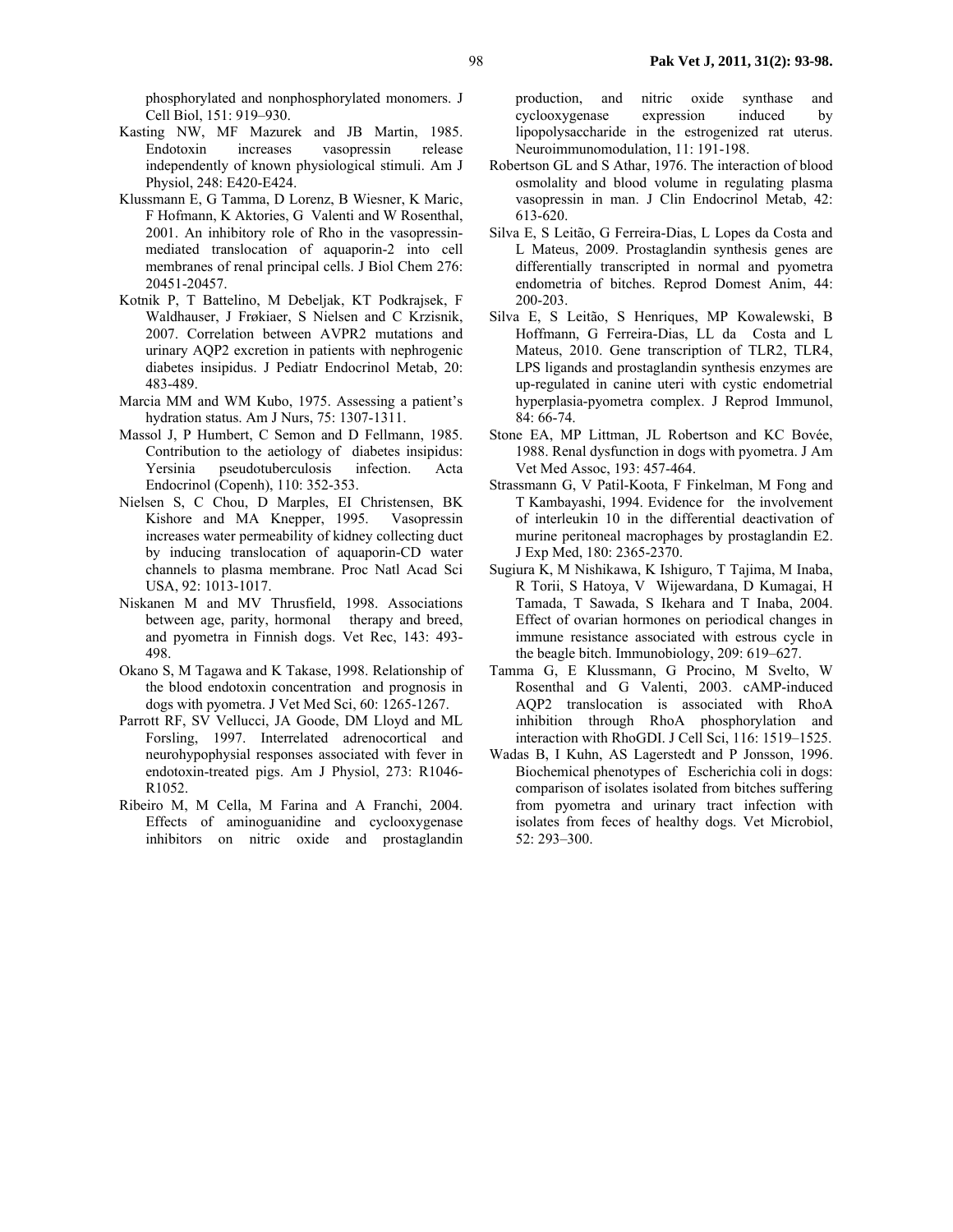phosphorylated and nonphosphorylated monomers. J Cell Biol, 151: 919–930.

Kasting NW, MF Mazurek and JB Martin, 1985. Endotoxin increases vasopressin release independently of known physiological stimuli. Am J Physiol, 248: E420-E424.

Klussmann E, G Tamma, D Lorenz, B Wiesner, K Maric, F Hofmann, K Aktories, G Valenti and W Rosenthal, 2001. An inhibitory role of Rho in the vasopressin-mediated translocation of aquaporin-2 into cell membranes of renal principal cells. J Biol Chem 276: 20451-20457.

Kotnik P, T Battelino, M Debeljak, KT Podkrajsek, F Waldhauser, J Frøkiaer, S Nielsen and C Krzisnik, 2007. Correlation between AVPR2 mutations and urinary AQP2 excretion in patients with nephrogenic diabetes insipidus. J Pediatr Endocrinol Metab, 20: 483-489.

Marcia MM and WM Kubo, 1975. Assessing a patient's hydration status. Am J Nurs, 75: 1307-1311.

Massol J, P Humbert, C Semon and D Fellmann, 1985. Contribution to the aetiology of diabetes insipidus: Yersinia pseudotuberculosis infection. Acta Endocrinol (Copenh), 110: 352-353.

Nielsen S, C Chou, D Marples, EI Christensen, BK Kishore and MA Knepper, 1995. Vasopressin increases water permeability of kidney collecting duct by inducing translocation of aquaporin-CD water channels to plasma membrane. Proc Natl Acad Sci USA, 92: 1013-1017.

Niskanen M and MV Thrusfield, 1998. Associations between age, parity, hormonal therapy and breed, and pyometra in Finnish dogs. Vet Rec, 143: 493-498.

Okano S, M Tagawa and K Takase, 1998. Relationship of the blood endotoxin concentration and prognosis in dogs with pyometra. J Vet Med Sci, 60: 1265-1267.

Parrott RF, SV Vellucci, JA Goode, DM Lloyd and ML Forsling, 1997. Interrelated adrenocortical and neurohypophysial responses associated with fever in endotoxin-treated pigs. Am J Physiol, 273: R1046-R1052.

Ribeiro M, M Cella, M Farina and A Franchi, 2004. Effects of aminoguanidine and cyclooxygenase inhibitors on nitric oxide and prostaglandin production, and nitric oxide synthase and cyclooxygenase expression induced by lipopolysaccharide in the estrogenized rat uterus. Neuroimmunomodulation, 11: 191-198.

Robertson GL and S Athar, 1976. The interaction of blood osmolality and blood volume in regulating plasma vasopressin in man. J Clin Endocrinol Metab, 42: 613-620.

Silva E, S Leitão, G Ferreira-Dias, L Lopes da Costa and L Mateus, 2009. Prostaglandin synthesis genes are differentially transcripted in normal and pyometra endometria of bitches. Reprod Domest Anim, 44: 200-203.

Silva E, S Leitão, S Henriques, MP Kowalewski, B Hoffmann, G Ferreira-Dias, LL da Costa and L Mateus, 2010. Gene transcription of TLR2, TLR4, LPS ligands and prostaglandin synthesis enzymes are up-regulated in canine uteri with cystic endometrial hyperplasia-pyometra complex. J Reprod Immunol, 84: 66-74.

Stone EA, MP Littman, JL Robertson and KC Bovée, 1988. Renal dysfunction in dogs with pyometra. J Am Vet Med Assoc, 193: 457-464.

Strassmann G, V Patil-Koota, F Finkelman, M Fong and T Kambayashi, 1994. Evidence for the involvement of interleukin 10 in the differential deactivation of murine peritoneal macrophages by prostaglandin E2. J Exp Med, 180: 2365-2370.

Sugiura K, M Nishikawa, K Ishiguro, T Tajima, M Inaba, R Torii, S Hatoya, V Wijewardana, D Kumagai, H Tamada, T Sawada, S Ikehara and T Inaba, 2004. Effect of ovarian hormones on periodical changes in immune resistance associated with estrous cycle in the beagle bitch. Immunobiology, 209: 619–627.

Tamma G, E Klussmann, G Procino, M Svelto, W Rosenthal and G Valenti, 2003. cAMP-induced AQP2 translocation is associated with RhoA inhibition through RhoA phosphorylation and interaction with RhoGDI. J Cell Sci, 116: 1519–1525.

Wadas B, I Kuhn, AS Lagerstedt and P Jonsson, 1996. Biochemical phenotypes of Escherichia coli in dogs: comparison of isolates isolated from bitches suffering from pyometra and urinary tract infection with isolates from feces of healthy dogs. Vet Microbiol, 52: 293–300.